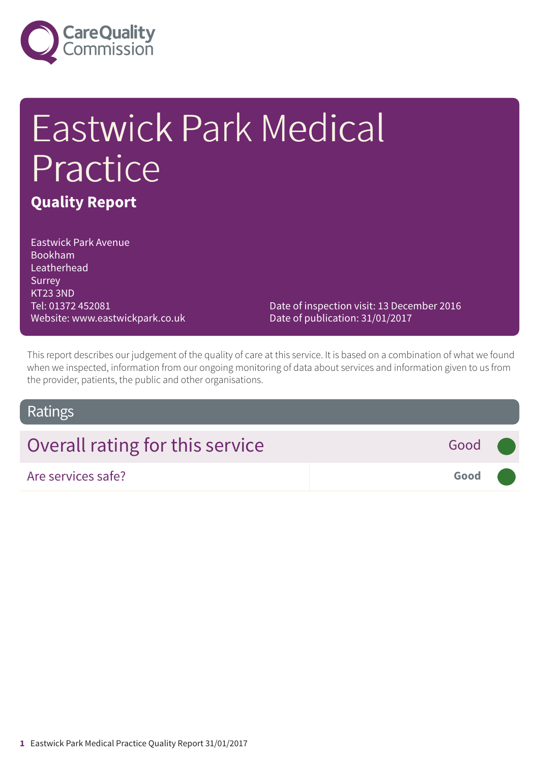Care Quality Commission

# Eastwick Park Medical Practice

**Quality Report**

Eastwick Park Avenue
Bookham
Leatherhead
Surrey
KT23 3ND
Tel: 01372 452081
Website: www.eastwickpark.co.uk

Date of inspection visit: 13 December 2016
Date of publication: 31/01/2017

This report describes our judgement of the quality of care at this service. It is based on a combination of what we found when we inspected, information from our ongoing monitoring of data about services and information given to us from the provider, patients, the public and other organisations.

## Ratings

| Overall rating for this service | Good |
|---|---|
| Are services safe? | **Good** |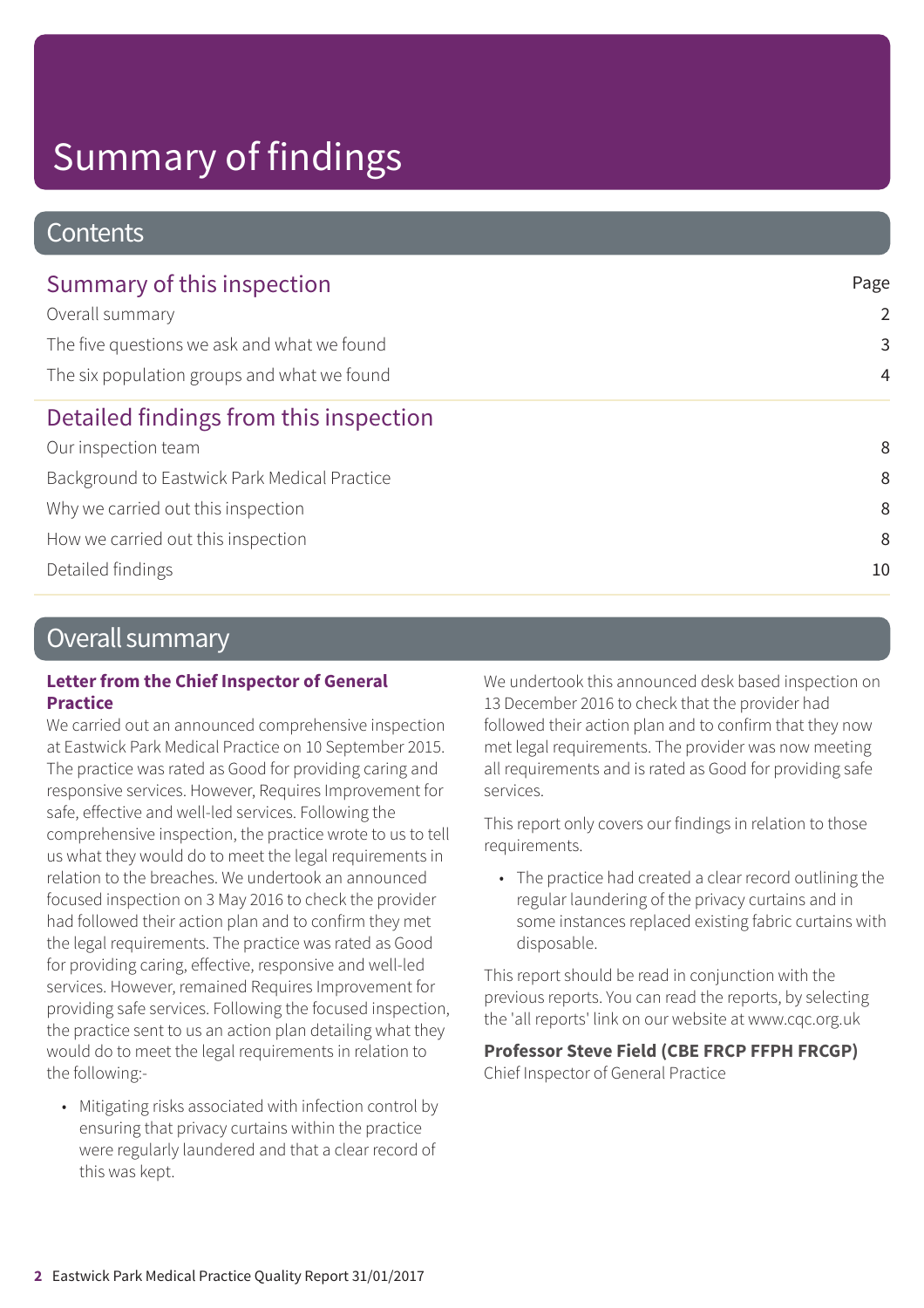# Summary of findings

## Contents

| Summary of this inspection | Page |
|---|---|
| Overall summary | 2 |
| The five questions we ask and what we found | 3 |
| The six population groups and what we found | 4 |
| **Detailed findings from this inspection** | |
| Our inspection team | 8 |
| Background to Eastwick Park Medical Practice | 8 |
| Why we carried out this inspection | 8 |
| How we carried out this inspection | 8 |
| Detailed findings | 10 |

## Overall summary

**Letter from the Chief Inspector of General Practice**

We carried out an announced comprehensive inspection at Eastwick Park Medical Practice on 10 September 2015. The practice was rated as Good for providing caring and responsive services. However, Requires Improvement for safe, effective and well-led services. Following the comprehensive inspection, the practice wrote to us to tell us what they would do to meet the legal requirements in relation to the breaches. We undertook an announced focused inspection on 3 May 2016 to check the provider had followed their action plan and to confirm they met the legal requirements. The practice was rated as Good for providing caring, effective, responsive and well-led services. However, remained Requires Improvement for providing safe services. Following the focused inspection, the practice sent to us an action plan detailing what they would do to meet the legal requirements in relation to the following:-

- Mitigating risks associated with infection control by ensuring that privacy curtains within the practice were regularly laundered and that a clear record of this was kept.

We undertook this announced desk based inspection on 13 December 2016 to check that the provider had followed their action plan and to confirm that they now met legal requirements. The provider was now meeting all requirements and is rated as Good for providing safe services.

This report only covers our findings in relation to those requirements.

- The practice had created a clear record outlining the regular laundering of the privacy curtains and in some instances replaced existing fabric curtains with disposable.

This report should be read in conjunction with the previous reports. You can read the reports, by selecting the 'all reports' link on our website at www.cqc.org.uk

**Professor Steve Field (CBE FRCP FFPH FRCGP)**
Chief Inspector of General Practice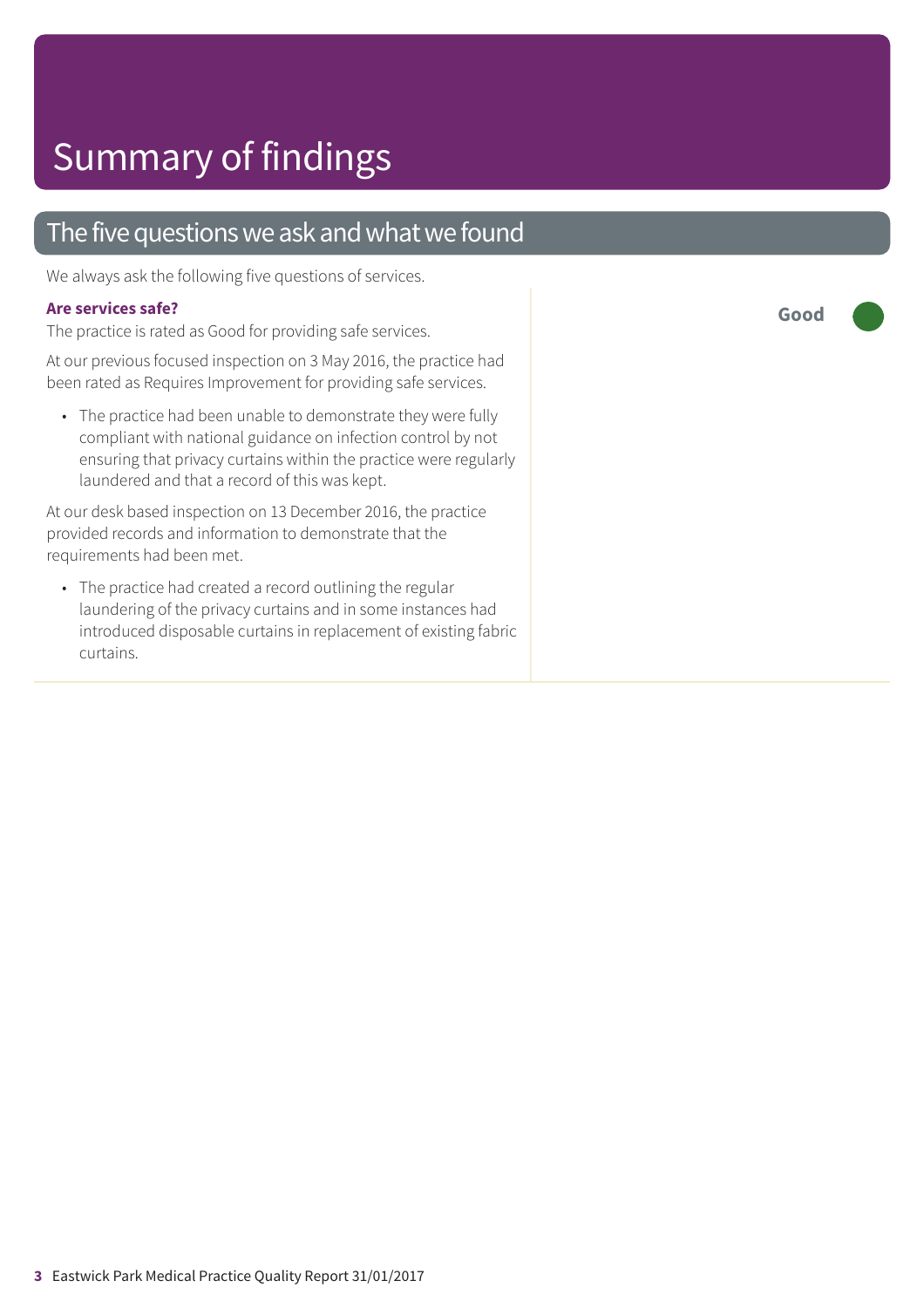# Summary of findings

## The five questions we ask and what we found

We always ask the following five questions of services.

### Are services safe?

**Good**

The practice is rated as Good for providing safe services.

At our previous focused inspection on 3 May 2016, the practice had been rated as Requires Improvement for providing safe services.

- The practice had been unable to demonstrate they were fully compliant with national guidance on infection control by not ensuring that privacy curtains within the practice were regularly laundered and that a record of this was kept.

At our desk based inspection on 13 December 2016, the practice provided records and information to demonstrate that the requirements had been met.

- The practice had created a record outlining the regular laundering of the privacy curtains and in some instances had introduced disposable curtains in replacement of existing fabric curtains.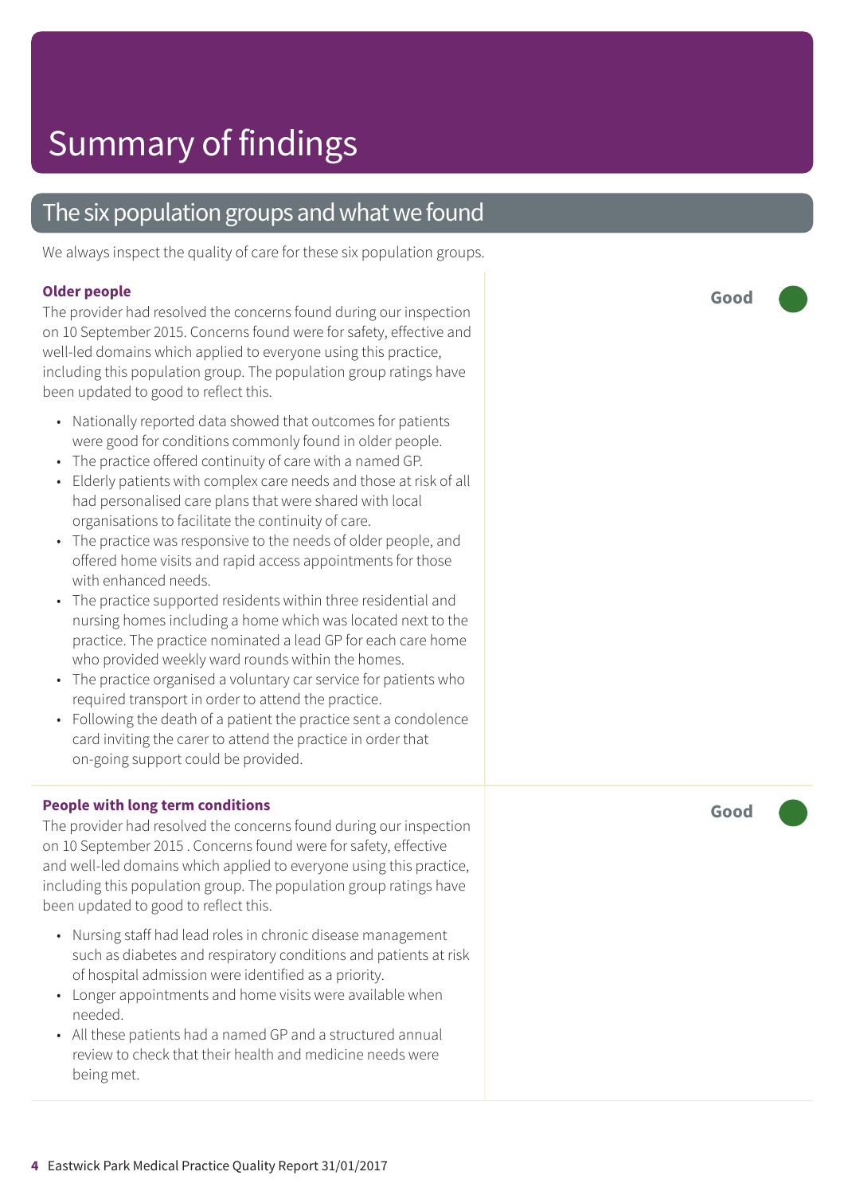# Summary of findings

## The six population groups and what we found

We always inspect the quality of care for these six population groups.

### Older people

**Good**

The provider had resolved the concerns found during our inspection on 10 September 2015. Concerns found were for safety, effective and well-led domains which applied to everyone using this practice, including this population group. The population group ratings have been updated to good to reflect this.

- Nationally reported data showed that outcomes for patients were good for conditions commonly found in older people.
- The practice offered continuity of care with a named GP.
- Elderly patients with complex care needs and those at risk of all had personalised care plans that were shared with local organisations to facilitate the continuity of care.
- The practice was responsive to the needs of older people, and offered home visits and rapid access appointments for those with enhanced needs.
- The practice supported residents within three residential and nursing homes including a home which was located next to the practice. The practice nominated a lead GP for each care home who provided weekly ward rounds within the homes.
- The practice organised a voluntary car service for patients who required transport in order to attend the practice.
- Following the death of a patient the practice sent a condolence card inviting the carer to attend the practice in order that on-going support could be provided.

### People with long term conditions

**Good**

The provider had resolved the concerns found during our inspection on 10 September 2015 . Concerns found were for safety, effective and well-led domains which applied to everyone using this practice, including this population group. The population group ratings have been updated to good to reflect this.

- Nursing staff had lead roles in chronic disease management such as diabetes and respiratory conditions and patients at risk of hospital admission were identified as a priority.
- Longer appointments and home visits were available when needed.
- All these patients had a named GP and a structured annual review to check that their health and medicine needs were being met.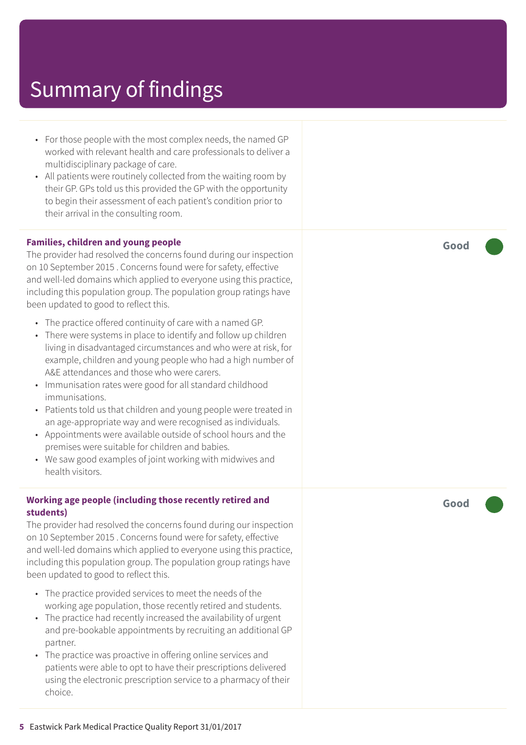# Summary of findings

- For those people with the most complex needs, the named GP worked with relevant health and care professionals to deliver a multidisciplinary package of care.
- All patients were routinely collected from the waiting room by their GP. GPs told us this provided the GP with the opportunity to begin their assessment of each patient's condition prior to their arrival in the consulting room.

**Families, children and young people**

**Good**

The provider had resolved the concerns found during our inspection on 10 September 2015 . Concerns found were for safety, effective and well-led domains which applied to everyone using this practice, including this population group. The population group ratings have been updated to good to reflect this.

- The practice offered continuity of care with a named GP.
- There were systems in place to identify and follow up children living in disadvantaged circumstances and who were at risk, for example, children and young people who had a high number of A&E attendances and those who were carers.
- Immunisation rates were good for all standard childhood immunisations.
- Patients told us that children and young people were treated in an age-appropriate way and were recognised as individuals.
- Appointments were available outside of school hours and the premises were suitable for children and babies.
- We saw good examples of joint working with midwives and health visitors.

**Working age people (including those recently retired and students)**

**Good**

The provider had resolved the concerns found during our inspection on 10 September 2015 . Concerns found were for safety, effective and well-led domains which applied to everyone using this practice, including this population group. The population group ratings have been updated to good to reflect this.

- The practice provided services to meet the needs of the working age population, those recently retired and students.
- The practice had recently increased the availability of urgent and pre-bookable appointments by recruiting an additional GP partner.
- The practice was proactive in offering online services and patients were able to opt to have their prescriptions delivered using the electronic prescription service to a pharmacy of their choice.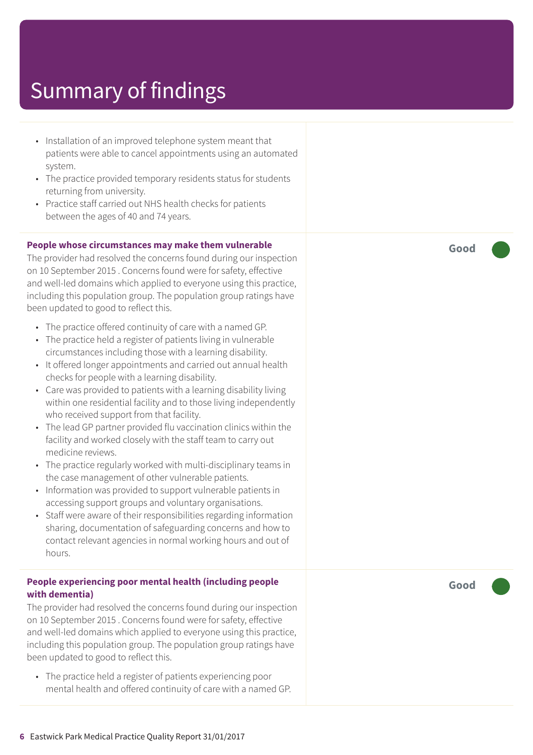# Summary of findings

- Installation of an improved telephone system meant that patients were able to cancel appointments using an automated system.
- The practice provided temporary residents status for students returning from university.
- Practice staff carried out NHS health checks for patients between the ages of 40 and 74 years.

**People whose circumstances may make them vulnerable**

**Good**

The provider had resolved the concerns found during our inspection on 10 September 2015 . Concerns found were for safety, effective and well-led domains which applied to everyone using this practice, including this population group. The population group ratings have been updated to good to reflect this.

- The practice offered continuity of care with a named GP.
- The practice held a register of patients living in vulnerable circumstances including those with a learning disability.
- It offered longer appointments and carried out annual health checks for people with a learning disability.
- Care was provided to patients with a learning disability living within one residential facility and to those living independently who received support from that facility.
- The lead GP partner provided flu vaccination clinics within the facility and worked closely with the staff team to carry out medicine reviews.
- The practice regularly worked with multi-disciplinary teams in the case management of other vulnerable patients.
- Information was provided to support vulnerable patients in accessing support groups and voluntary organisations.
- Staff were aware of their responsibilities regarding information sharing, documentation of safeguarding concerns and how to contact relevant agencies in normal working hours and out of hours.

**People experiencing poor mental health (including people with dementia)**

**Good**

The provider had resolved the concerns found during our inspection on 10 September 2015 . Concerns found were for safety, effective and well-led domains which applied to everyone using this practice, including this population group. The population group ratings have been updated to good to reflect this.

- The practice held a register of patients experiencing poor mental health and offered continuity of care with a named GP.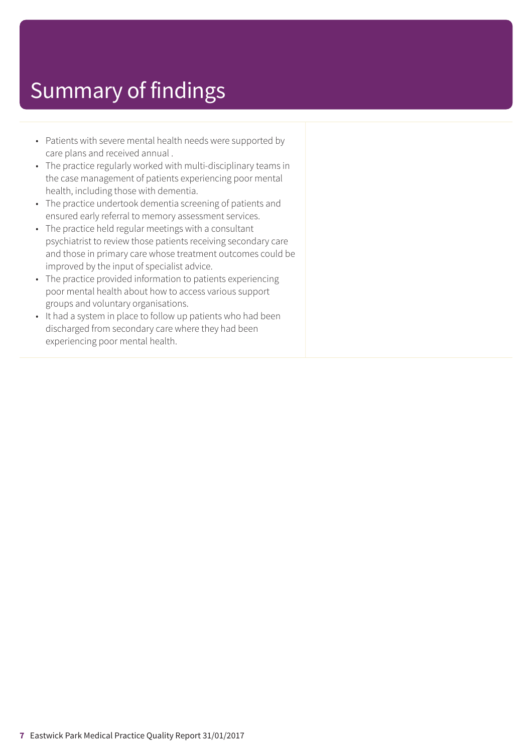# Summary of findings

- Patients with severe mental health needs were supported by care plans and received annual .
- The practice regularly worked with multi-disciplinary teams in the case management of patients experiencing poor mental health, including those with dementia.
- The practice undertook dementia screening of patients and ensured early referral to memory assessment services.
- The practice held regular meetings with a consultant psychiatrist to review those patients receiving secondary care and those in primary care whose treatment outcomes could be improved by the input of specialist advice.
- The practice provided information to patients experiencing poor mental health about how to access various support groups and voluntary organisations.
- It had a system in place to follow up patients who had been discharged from secondary care where they had been experiencing poor mental health.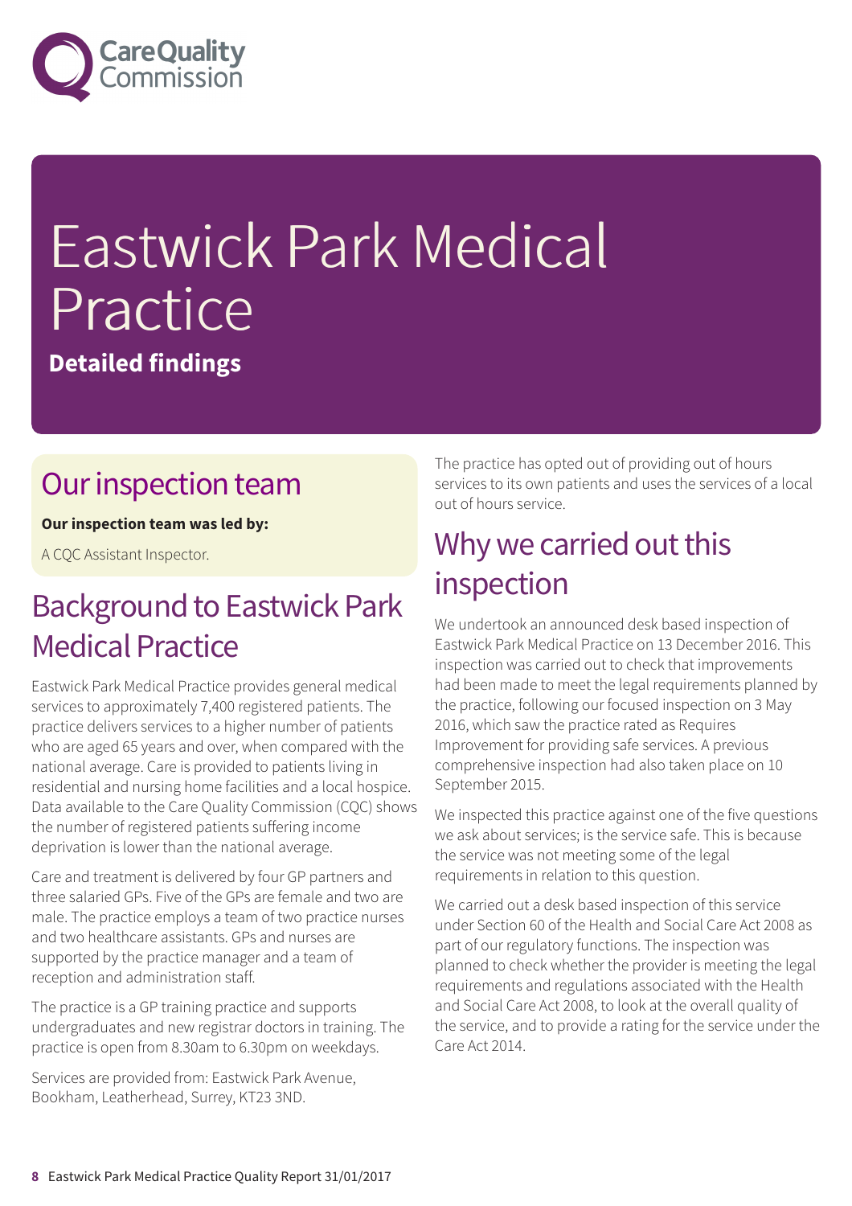# Eastwick Park Medical Practice

**Detailed findings**

## Our inspection team

**Our inspection team was led by:**

A CQC Assistant Inspector.

## Background to Eastwick Park Medical Practice

Eastwick Park Medical Practice provides general medical services to approximately 7,400 registered patients. The practice delivers services to a higher number of patients who are aged 65 years and over, when compared with the national average. Care is provided to patients living in residential and nursing home facilities and a local hospice. Data available to the Care Quality Commission (CQC) shows the number of registered patients suffering income deprivation is lower than the national average.

Care and treatment is delivered by four GP partners and three salaried GPs. Five of the GPs are female and two are male. The practice employs a team of two practice nurses and two healthcare assistants. GPs and nurses are supported by the practice manager and a team of reception and administration staff.

The practice is a GP training practice and supports undergraduates and new registrar doctors in training. The practice is open from 8.30am to 6.30pm on weekdays.

Services are provided from: Eastwick Park Avenue, Bookham, Leatherhead, Surrey, KT23 3ND.

The practice has opted out of providing out of hours services to its own patients and uses the services of a local out of hours service.

## Why we carried out this inspection

We undertook an announced desk based inspection of Eastwick Park Medical Practice on 13 December 2016. This inspection was carried out to check that improvements had been made to meet the legal requirements planned by the practice, following our focused inspection on 3 May 2016, which saw the practice rated as Requires Improvement for providing safe services. A previous comprehensive inspection had also taken place on 10 September 2015.

We inspected this practice against one of the five questions we ask about services; is the service safe. This is because the service was not meeting some of the legal requirements in relation to this question.

We carried out a desk based inspection of this service under Section 60 of the Health and Social Care Act 2008 as part of our regulatory functions. The inspection was planned to check whether the provider is meeting the legal requirements and regulations associated with the Health and Social Care Act 2008, to look at the overall quality of the service, and to provide a rating for the service under the Care Act 2014.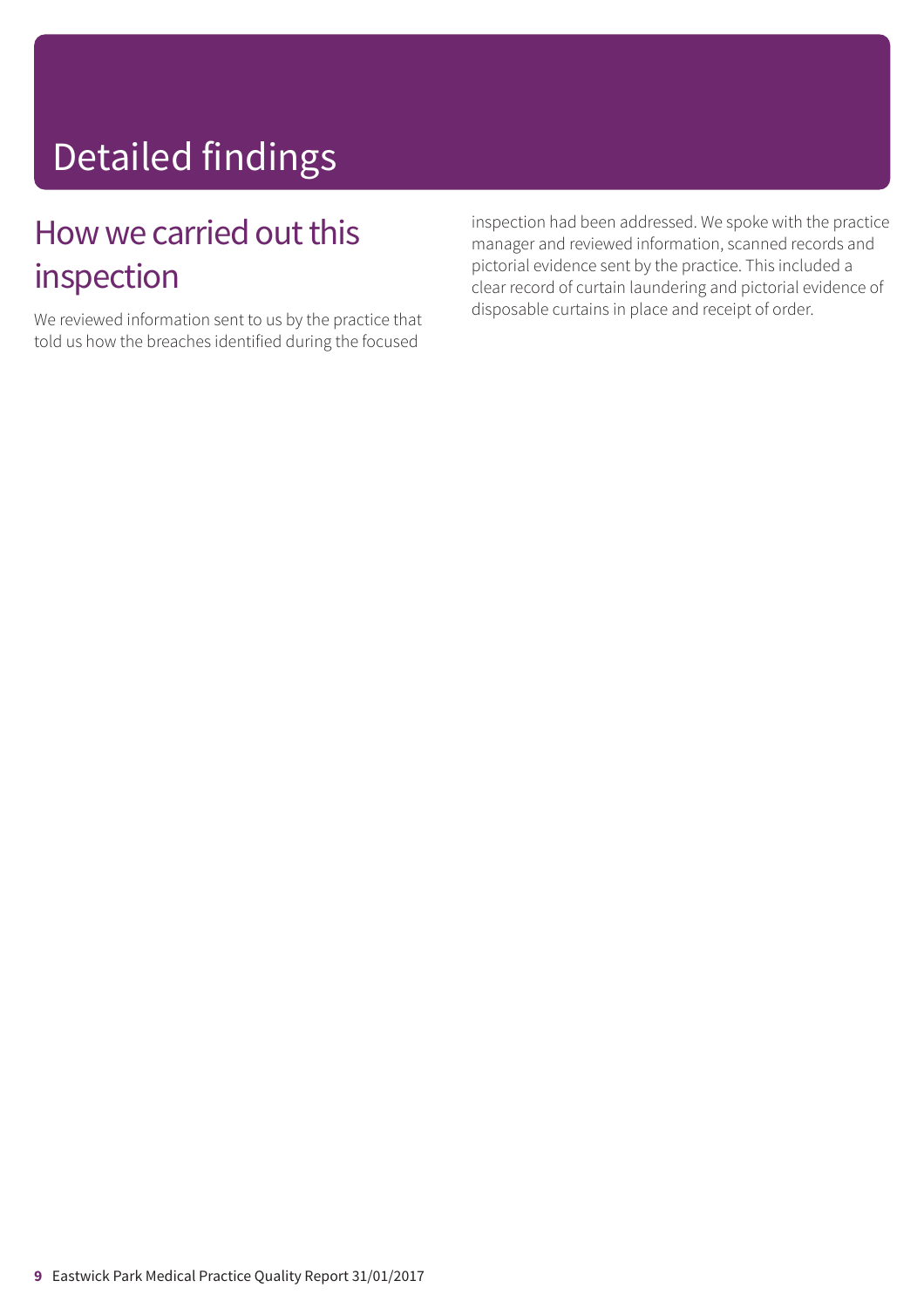# Detailed findings

## How we carried out this inspection

We reviewed information sent to us by the practice that told us how the breaches identified during the focused inspection had been addressed. We spoke with the practice manager and reviewed information, scanned records and pictorial evidence sent by the practice. This included a clear record of curtain laundering and pictorial evidence of disposable curtains in place and receipt of order.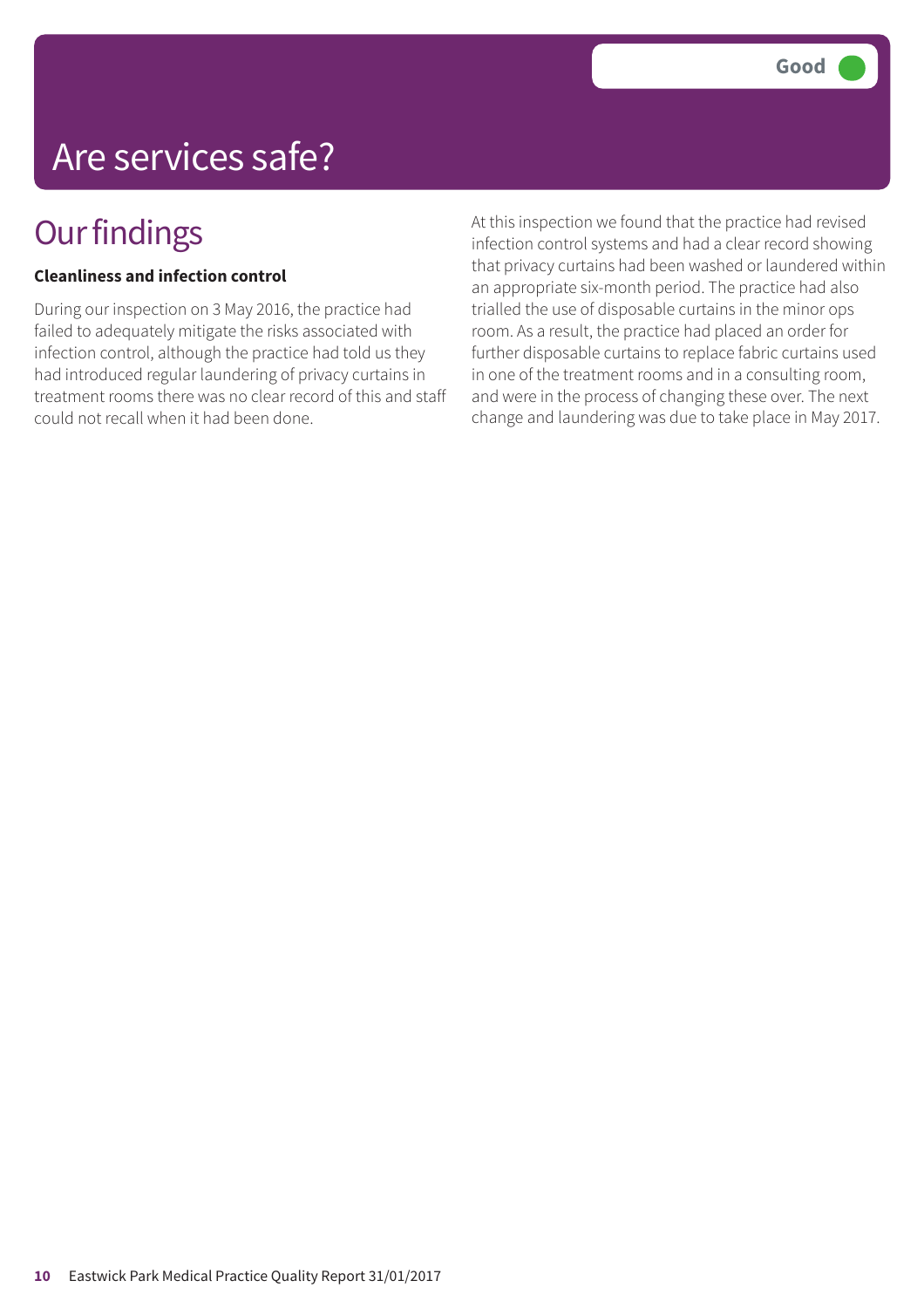Good

# Are services safe?

## Our findings

**Cleanliness and infection control**

During our inspection on 3 May 2016, the practice had failed to adequately mitigate the risks associated with infection control, although the practice had told us they had introduced regular laundering of privacy curtains in treatment rooms there was no clear record of this and staff could not recall when it had been done.

At this inspection we found that the practice had revised infection control systems and had a clear record showing that privacy curtains had been washed or laundered within an appropriate six-month period. The practice had also trialled the use of disposable curtains in the minor ops room. As a result, the practice had placed an order for further disposable curtains to replace fabric curtains used in one of the treatment rooms and in a consulting room, and were in the process of changing these over. The next change and laundering was due to take place in May 2017.